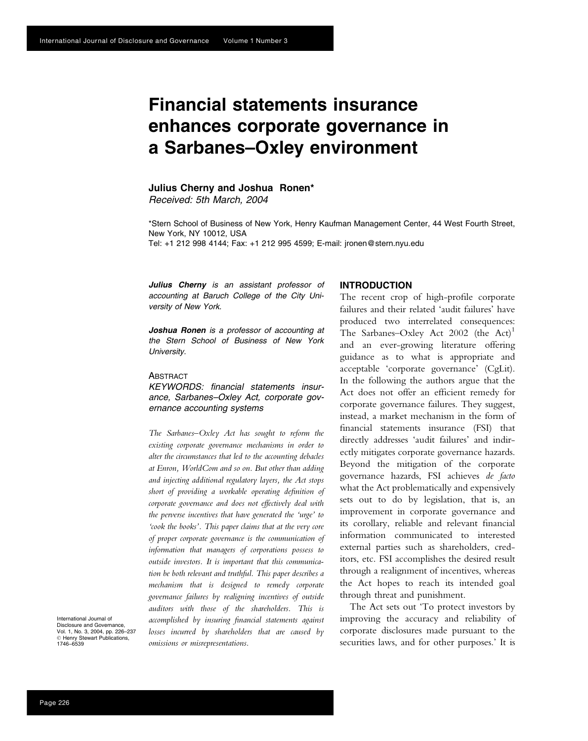# Financial statements insurance enhances corporate governance in a Sarbanes–Oxley environment

**Julius Cherny and Joshua Ronen***

*Received: 5th March, 2004*

*Stern School of Business of New York, Henry Kaufman Management Center, 44 West Fourth Street, New York, NY 10012, USA
Tel: +1 212 998 4144; Fax: +1 212 995 4599; E-mail: jronen@stern.nyu.edu

***Julius Cherny*** *is an assistant professor of accounting at Baruch College of the City University of New York.*

***Joshua Ronen*** *is a professor of accounting at the Stern School of Business of New York University.*

## Abstract

*KEYWORDS: financial statements insurance, Sarbanes–Oxley Act, corporate governance accounting systems*

*The Sarbanes–Oxley Act has sought to reform the existing corporate governance mechanisms in order to alter the circumstances that led to the accounting debacles at Enron, WorldCom and so on. But other than adding and injecting additional regulatory layers, the Act stops short of providing a workable operating definition of corporate governance and does not effectively deal with the perverse incentives that have generated the 'urge' to 'cook the books'. This paper claims that at the very core of proper corporate governance is the communication of information that managers of corporations possess to outside investors. It is important that this communication be both relevant and truthful. This paper describes a mechanism that is designed to remedy corporate governance failures by realigning incentives of outside auditors with those of the shareholders. This is accomplished by insuring financial statements against losses incurred by shareholders that are caused by omissions or misrepresentations.*

## INTRODUCTION

The recent crop of high-profile corporate failures and their related 'audit failures' have produced two interrelated consequences: The Sarbanes–Oxley Act 2002 (the Act)[1] and an ever-growing literature offering guidance as to what is appropriate and acceptable 'corporate governance' (CgLit). In the following the authors argue that the Act does not offer an efficient remedy for corporate governance failures. They suggest, instead, a market mechanism in the form of financial statements insurance (FSI) that directly addresses 'audit failures' and indirectly mitigates corporate governance hazards. Beyond the mitigation of the corporate governance hazards, FSI achieves *de facto* what the Act problematically and expensively sets out to do by legislation, that is, an improvement in corporate governance and its corollary, reliable and relevant financial information communicated to interested external parties such as shareholders, creditors, etc. FSI accomplishes the desired result through a realignment of incentives, whereas the Act hopes to reach its intended goal through threat and punishment.

The Act sets out 'To protect investors by improving the accuracy and reliability of corporate disclosures made pursuant to the securities laws, and for other purposes.' It is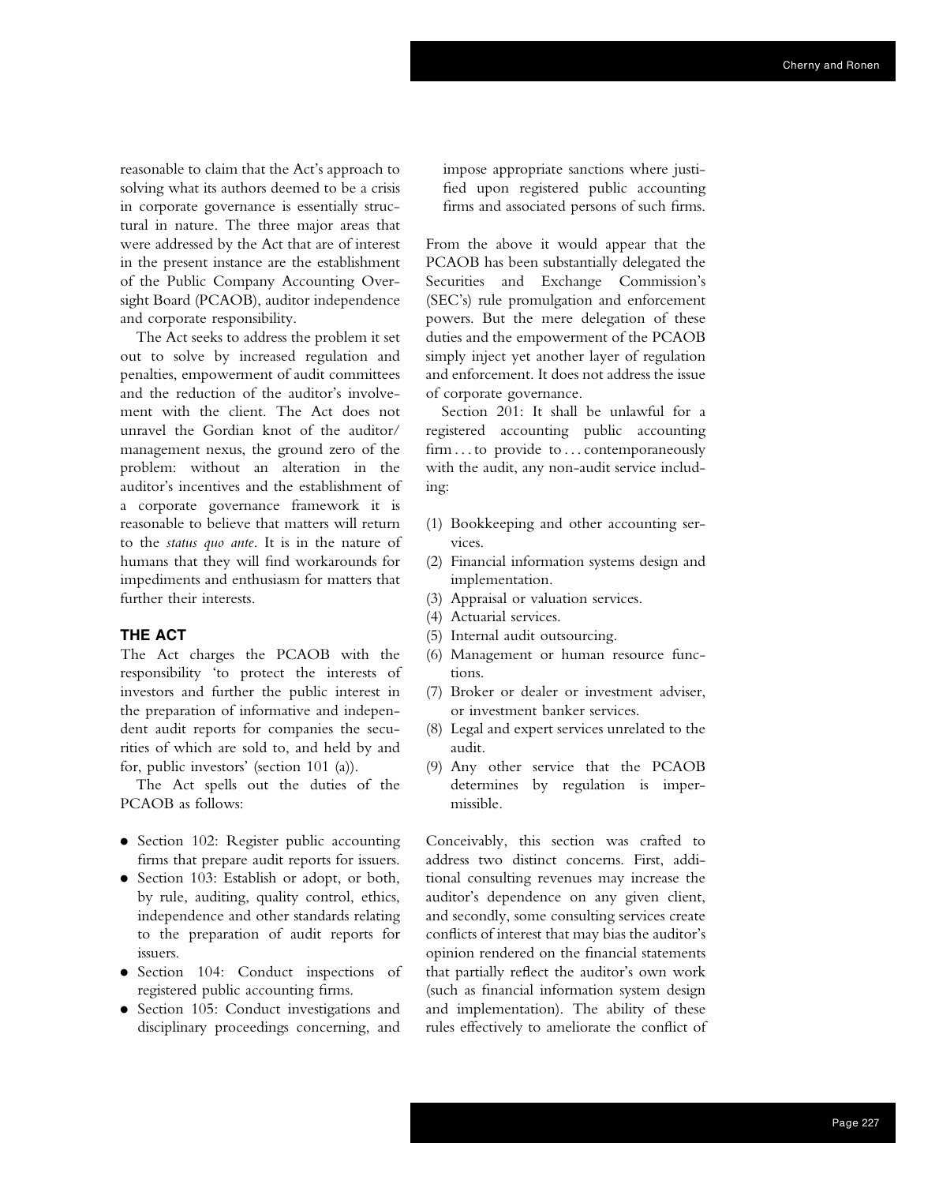reasonable to claim that the Act's approach to solving what its authors deemed to be a crisis in corporate governance is essentially structural in nature. The three major areas that were addressed by the Act that are of interest in the present instance are the establishment of the Public Company Accounting Oversight Board (PCAOB), auditor independence and corporate responsibility.

The Act seeks to address the problem it set out to solve by increased regulation and penalties, empowerment of audit committees and the reduction of the auditor's involvement with the client. The Act does not unravel the Gordian knot of the auditor/management nexus, the ground zero of the problem: without an alteration in the auditor's incentives and the establishment of a corporate governance framework it is reasonable to believe that matters will return to the *status quo ante*. It is in the nature of humans that they will find workarounds for impediments and enthusiasm for matters that further their interests.

## THE ACT

The Act charges the PCAOB with the responsibility 'to protect the interests of investors and further the public interest in the preparation of informative and independent audit reports for companies the securities of which are sold to, and held by and for, public investors' (section 101 (a)).

The Act spells out the duties of the PCAOB as follows:

- Section 102: Register public accounting firms that prepare audit reports for issuers.
- Section 103: Establish or adopt, or both, by rule, auditing, quality control, ethics, independence and other standards relating to the preparation of audit reports for issuers.
- Section 104: Conduct inspections of registered public accounting firms.
- Section 105: Conduct investigations and disciplinary proceedings concerning, and impose appropriate sanctions where justified upon registered public accounting firms and associated persons of such firms.

From the above it would appear that the PCAOB has been substantially delegated the Securities and Exchange Commission's (SEC's) rule promulgation and enforcement powers. But the mere delegation of these duties and the empowerment of the PCAOB simply inject yet another layer of regulation and enforcement. It does not address the issue of corporate governance.

Section 201: It shall be unlawful for a registered accounting public accounting firm . . . to provide to . . . contemporaneously with the audit, any non-audit service including:

(1) Bookkeeping and other accounting services.
(2) Financial information systems design and implementation.
(3) Appraisal or valuation services.
(4) Actuarial services.
(5) Internal audit outsourcing.
(6) Management or human resource functions.
(7) Broker or dealer or investment adviser, or investment banker services.
(8) Legal and expert services unrelated to the audit.
(9) Any other service that the PCAOB determines by regulation is impermissible.

Conceivably, this section was crafted to address two distinct concerns. First, additional consulting revenues may increase the auditor's dependence on any given client, and secondly, some consulting services create conflicts of interest that may bias the auditor's opinion rendered on the financial statements that partially reflect the auditor's own work (such as financial information system design and implementation). The ability of these rules effectively to ameliorate the conflict of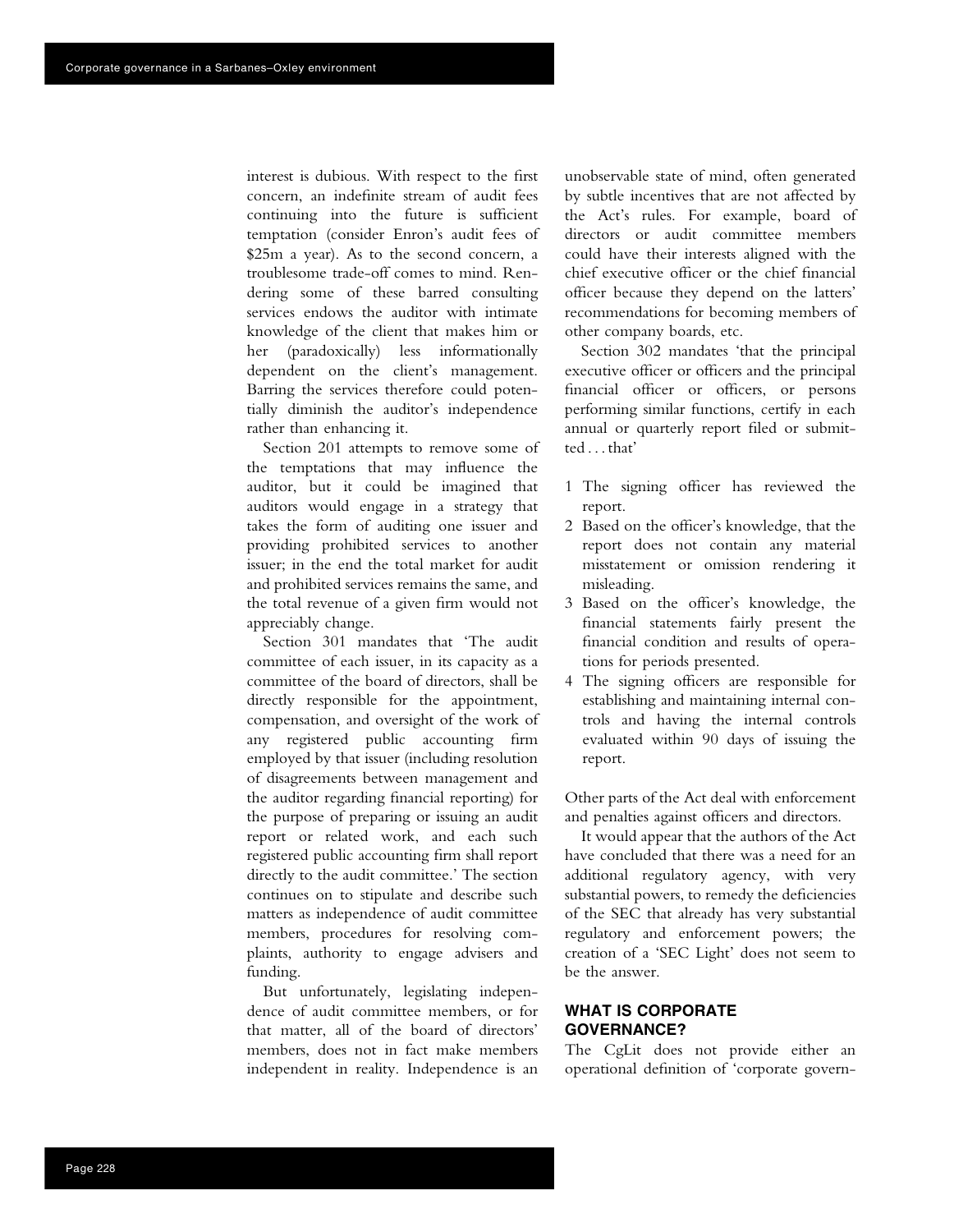interest is dubious. With respect to the first concern, an indefinite stream of audit fees continuing into the future is sufficient temptation (consider Enron's audit fees of $25m a year). As to the second concern, a troublesome trade-off comes to mind. Rendering some of these barred consulting services endows the auditor with intimate knowledge of the client that makes him or her (paradoxically) less informationally dependent on the client's management. Barring the services therefore could potentially diminish the auditor's independence rather than enhancing it.

Section 201 attempts to remove some of the temptations that may influence the auditor, but it could be imagined that auditors would engage in a strategy that takes the form of auditing one issuer and providing prohibited services to another issuer; in the end the total market for audit and prohibited services remains the same, and the total revenue of a given firm would not appreciably change.

Section 301 mandates that 'The audit committee of each issuer, in its capacity as a committee of the board of directors, shall be directly responsible for the appointment, compensation, and oversight of the work of any registered public accounting firm employed by that issuer (including resolution of disagreements between management and the auditor regarding financial reporting) for the purpose of preparing or issuing an audit report or related work, and each such registered public accounting firm shall report directly to the audit committee.' The section continues on to stipulate and describe such matters as independence of audit committee members, procedures for resolving complaints, authority to engage advisers and funding.

But unfortunately, legislating independence of audit committee members, or for that matter, all of the board of directors' members, does not in fact make members independent in reality. Independence is an unobservable state of mind, often generated by subtle incentives that are not affected by the Act's rules. For example, board of directors or audit committee members could have their interests aligned with the chief executive officer or the chief financial officer because they depend on the latters' recommendations for becoming members of other company boards, etc.

Section 302 mandates 'that the principal executive officer or officers and the principal financial officer or officers, or persons performing similar functions, certify in each annual or quarterly report filed or submitted . . . that'

1. The signing officer has reviewed the report.
2. Based on the officer's knowledge, that the report does not contain any material misstatement or omission rendering it misleading.
3. Based on the officer's knowledge, the financial statements fairly present the financial condition and results of operations for periods presented.
4. The signing officers are responsible for establishing and maintaining internal controls and having the internal controls evaluated within 90 days of issuing the report.

Other parts of the Act deal with enforcement and penalties against officers and directors.

It would appear that the authors of the Act have concluded that there was a need for an additional regulatory agency, with very substantial powers, to remedy the deficiencies of the SEC that already has very substantial regulatory and enforcement powers; the creation of a 'SEC Light' does not seem to be the answer.

## WHAT IS CORPORATE GOVERNANCE?

The CgLit does not provide either an operational definition of 'corporate govern-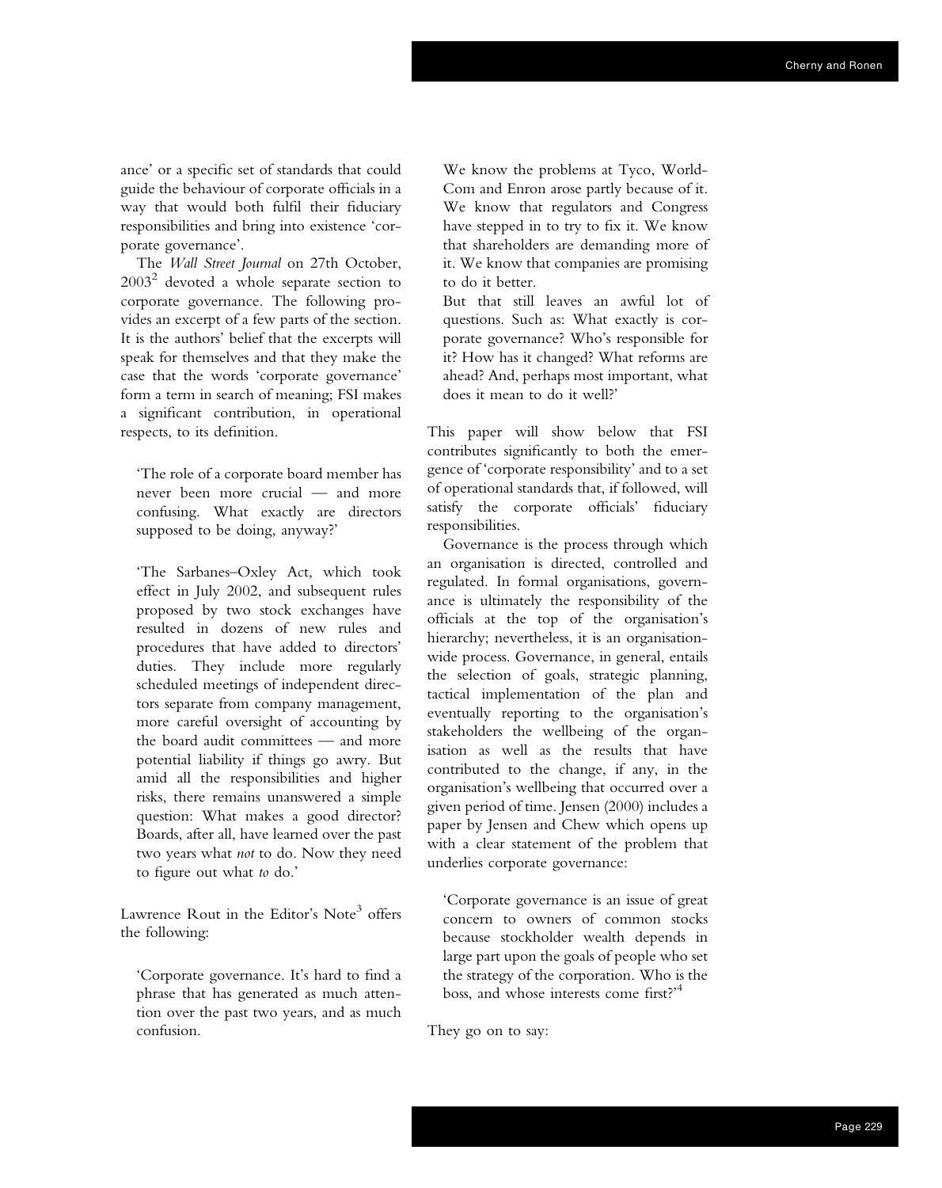ance' or a specific set of standards that could guide the behaviour of corporate officials in a way that would both fulfil their fiduciary responsibilities and bring into existence 'corporate governance'.

The *Wall Street Journal* on 27th October, 2003[2] devoted a whole separate section to corporate governance. The following provides an excerpt of a few parts of the section. It is the authors' belief that the excerpts will speak for themselves and that they make the case that the words 'corporate governance' form a term in search of meaning; FSI makes a significant contribution, in operational respects, to its definition.

> 'The role of a corporate board member has never been more crucial — and more confusing. What exactly are directors supposed to be doing, anyway?'

> 'The Sarbanes–Oxley Act, which took effect in July 2002, and subsequent rules proposed by two stock exchanges have resulted in dozens of new rules and procedures that have added to directors' duties. They include more regularly scheduled meetings of independent directors separate from company management, more careful oversight of accounting by the board audit committees — and more potential liability if things go awry. But amid all the responsibilities and higher risks, there remains unanswered a simple question: What makes a good director? Boards, after all, have learned over the past two years what *not* to do. Now they need to figure out what *to* do.'

Lawrence Rout in the Editor's Note[3] offers the following:

> 'Corporate governance. It's hard to find a phrase that has generated as much attention over the past two years, and as much confusion.
>
> We know the problems at Tyco, WorldCom and Enron arose partly because of it. We know that regulators and Congress have stepped in to try to fix it. We know that shareholders are demanding more of it. We know that companies are promising to do it better.
>
> But that still leaves an awful lot of questions. Such as: What exactly is corporate governance? Who's responsible for it? How has it changed? What reforms are ahead? And, perhaps most important, what does it mean to do it well?'

This paper will show below that FSI contributes significantly to both the emergence of 'corporate responsibility' and to a set of operational standards that, if followed, will satisfy the corporate officials' fiduciary responsibilities.

Governance is the process through which an organisation is directed, controlled and regulated. In formal organisations, governance is ultimately the responsibility of the officials at the top of the organisation's hierarchy; nevertheless, it is an organisation-wide process. Governance, in general, entails the selection of goals, strategic planning, tactical implementation of the plan and eventually reporting to the organisation's stakeholders the wellbeing of the organisation as well as the results that have contributed to the change, if any, in the organisation's wellbeing that occurred over a given period of time. Jensen (2000) includes a paper by Jensen and Chew which opens up with a clear statement of the problem that underlies corporate governance:

> 'Corporate governance is an issue of great concern to owners of common stocks because stockholder wealth depends in large part upon the goals of people who set the strategy of the corporation. Who is the boss, and whose interests come first?'[4]

They go on to say: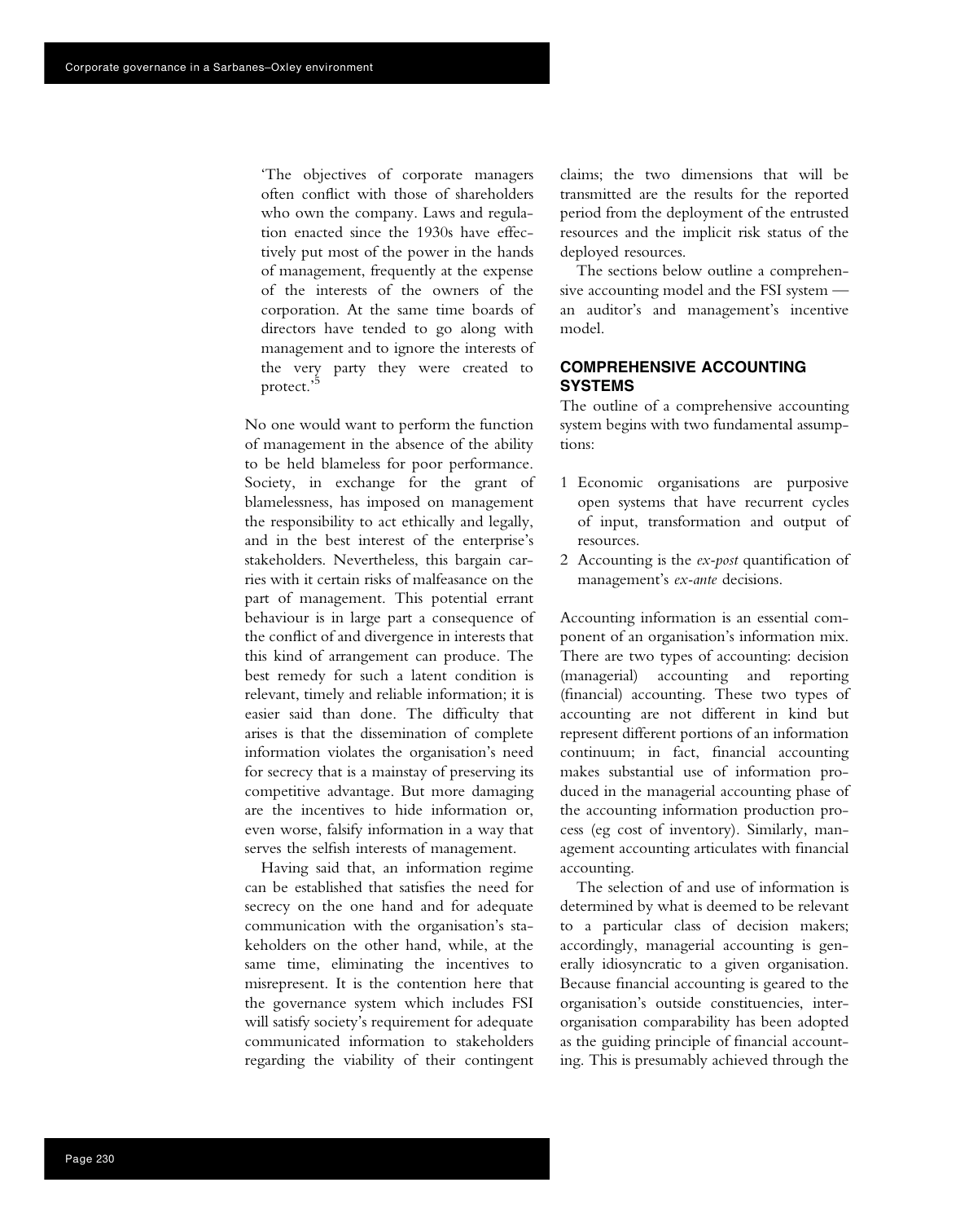> 'The objectives of corporate managers often conflict with those of shareholders who own the company. Laws and regulation enacted since the 1930s have effectively put most of the power in the hands of management, frequently at the expense of the interests of the owners of the corporation. At the same time boards of directors have tended to go along with management and to ignore the interests of the very party they were created to protect.'[5]

No one would want to perform the function of management in the absence of the ability to be held blameless for poor performance. Society, in exchange for the grant of blamelessness, has imposed on management the responsibility to act ethically and legally, and in the best interest of the enterprise's stakeholders. Nevertheless, this bargain carries with it certain risks of malfeasance on the part of management. This potential errant behaviour is in large part a consequence of the conflict of and divergence in interests that this kind of arrangement can produce. The best remedy for such a latent condition is relevant, timely and reliable information; it is easier said than done. The difficulty that arises is that the dissemination of complete information violates the organisation's need for secrecy that is a mainstay of preserving its competitive advantage. But more damaging are the incentives to hide information or, even worse, falsify information in a way that serves the selfish interests of management.

Having said that, an information regime can be established that satisfies the need for secrecy on the one hand and for adequate communication with the organisation's stakeholders on the other hand, while, at the same time, eliminating the incentives to misrepresent. It is the contention here that the governance system which includes FSI will satisfy society's requirement for adequate communicated information to stakeholders regarding the viability of their contingent claims; the two dimensions that will be transmitted are the results for the reported period from the deployment of the entrusted resources and the implicit risk status of the deployed resources.

The sections below outline a comprehensive accounting model and the FSI system — an auditor's and management's incentive model.

## COMPREHENSIVE ACCOUNTING SYSTEMS

The outline of a comprehensive accounting system begins with two fundamental assumptions:

1. Economic organisations are purposive open systems that have recurrent cycles of input, transformation and output of resources.
2. Accounting is the *ex-post* quantification of management's *ex-ante* decisions.

Accounting information is an essential component of an organisation's information mix. There are two types of accounting: decision (managerial) accounting and reporting (financial) accounting. These two types of accounting are not different in kind but represent different portions of an information continuum; in fact, financial accounting makes substantial use of information produced in the managerial accounting phase of the accounting information production process (eg cost of inventory). Similarly, management accounting articulates with financial accounting.

The selection of and use of information is determined by what is deemed to be relevant to a particular class of decision makers; accordingly, managerial accounting is generally idiosyncratic to a given organisation. Because financial accounting is geared to the organisation's outside constituencies, inter-organisation comparability has been adopted as the guiding principle of financial accounting. This is presumably achieved through the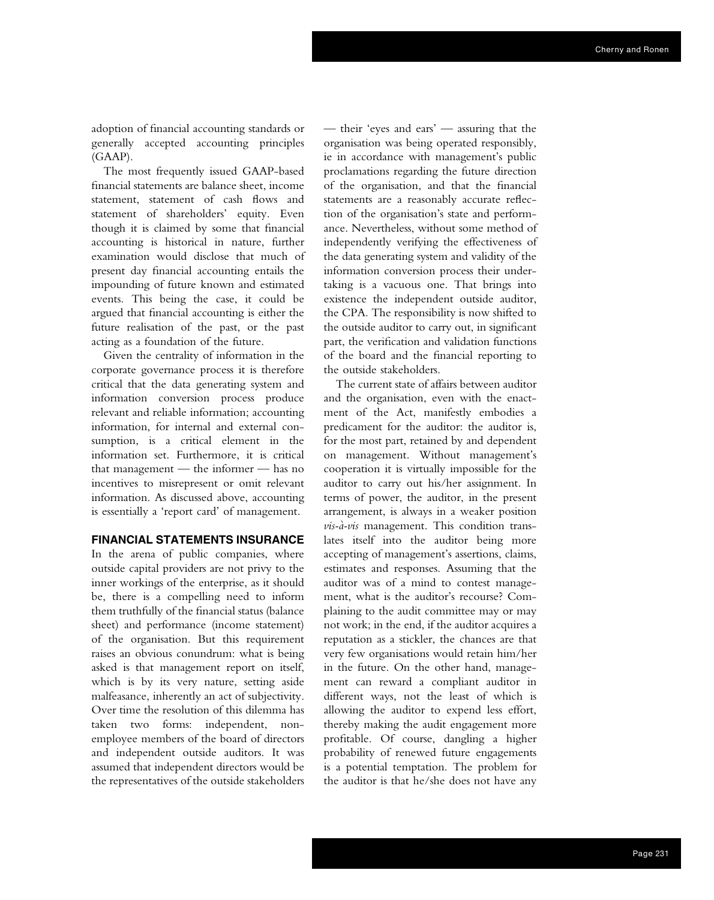adoption of financial accounting standards or generally accepted accounting principles (GAAP).

The most frequently issued GAAP-based financial statements are balance sheet, income statement, statement of cash flows and statement of shareholders' equity. Even though it is claimed by some that financial accounting is historical in nature, further examination would disclose that much of present day financial accounting entails the impounding of future known and estimated events. This being the case, it could be argued that financial accounting is either the future realisation of the past, or the past acting as a foundation of the future.

Given the centrality of information in the corporate governance process it is therefore critical that the data generating system and information conversion process produce relevant and reliable information; accounting information, for internal and external consumption, is a critical element in the information set. Furthermore, it is critical that management — the informer — has no incentives to misrepresent or omit relevant information. As discussed above, accounting is essentially a 'report card' of management.

## FINANCIAL STATEMENTS INSURANCE

In the arena of public companies, where outside capital providers are not privy to the inner workings of the enterprise, as it should be, there is a compelling need to inform them truthfully of the financial status (balance sheet) and performance (income statement) of the organisation. But this requirement raises an obvious conundrum: what is being asked is that management report on itself, which is by its very nature, setting aside malfeasance, inherently an act of subjectivity. Over time the resolution of this dilemma has taken two forms: independent, non-employee members of the board of directors and independent outside auditors. It was assumed that independent directors would be the representatives of the outside stakeholders — their 'eyes and ears' — assuring that the organisation was being operated responsibly, ie in accordance with management's public proclamations regarding the future direction of the organisation, and that the financial statements are a reasonably accurate reflection of the organisation's state and performance. Nevertheless, without some method of independently verifying the effectiveness of the data generating system and validity of the information conversion process their undertaking is a vacuous one. That brings into existence the independent outside auditor, the CPA. The responsibility is now shifted to the outside auditor to carry out, in significant part, the verification and validation functions of the board and the financial reporting to the outside stakeholders.

The current state of affairs between auditor and the organisation, even with the enactment of the Act, manifestly embodies a predicament for the auditor: the auditor is, for the most part, retained by and dependent on management. Without management's cooperation it is virtually impossible for the auditor to carry out his/her assignment. In terms of power, the auditor, in the present arrangement, is always in a weaker position *vis-à-vis* management. This condition translates itself into the auditor being more accepting of management's assertions, claims, estimates and responses. Assuming that the auditor was of a mind to contest management, what is the auditor's recourse? Complaining to the audit committee may or may not work; in the end, if the auditor acquires a reputation as a stickler, the chances are that very few organisations would retain him/her in the future. On the other hand, management can reward a compliant auditor in different ways, not the least of which is allowing the auditor to expend less effort, thereby making the audit engagement more profitable. Of course, dangling a higher probability of renewed future engagements is a potential temptation. The problem for the auditor is that he/she does not have any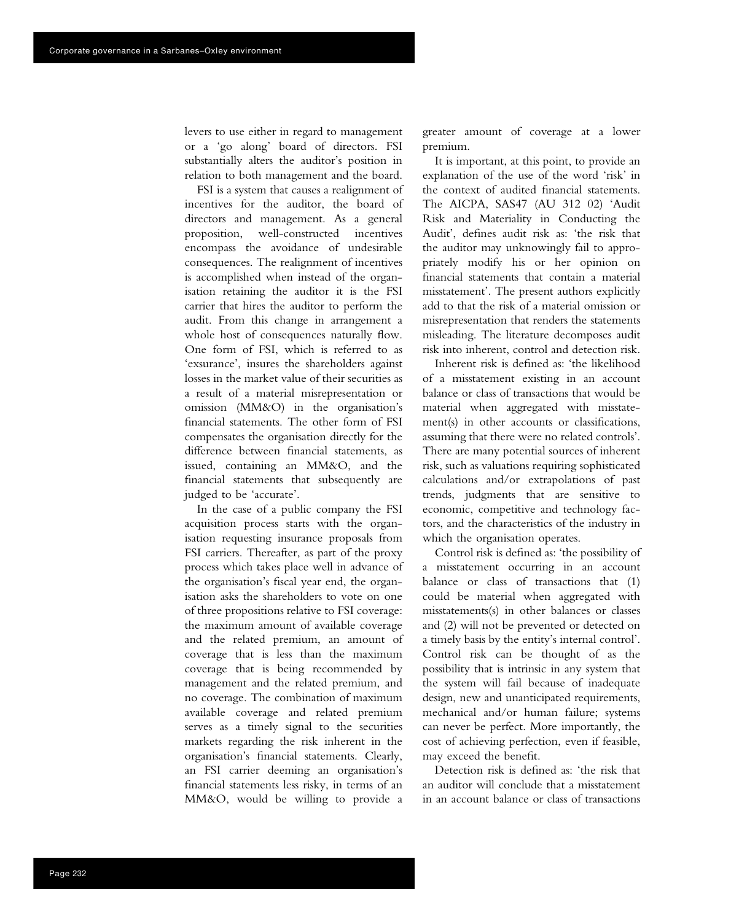levers to use either in regard to management or a 'go along' board of directors. FSI substantially alters the auditor's position in relation to both management and the board.

FSI is a system that causes a realignment of incentives for the auditor, the board of directors and management. As a general proposition, well-constructed incentives encompass the avoidance of undesirable consequences. The realignment of incentives is accomplished when instead of the organisation retaining the auditor it is the FSI carrier that hires the auditor to perform the audit. From this change in arrangement a whole host of consequences naturally flow. One form of FSI, which is referred to as 'exsurance', insures the shareholders against losses in the market value of their securities as a result of a material misrepresentation or omission (MM&O) in the organisation's financial statements. The other form of FSI compensates the organisation directly for the difference between financial statements, as issued, containing an MM&O, and the financial statements that subsequently are judged to be 'accurate'.

In the case of a public company the FSI acquisition process starts with the organisation requesting insurance proposals from FSI carriers. Thereafter, as part of the proxy process which takes place well in advance of the organisation's fiscal year end, the organisation asks the shareholders to vote on one of three propositions relative to FSI coverage: the maximum amount of available coverage and the related premium, an amount of coverage that is less than the maximum coverage that is being recommended by management and the related premium, and no coverage. The combination of maximum available coverage and related premium serves as a timely signal to the securities markets regarding the risk inherent in the organisation's financial statements. Clearly, an FSI carrier deeming an organisation's financial statements less risky, in terms of an MM&O, would be willing to provide a greater amount of coverage at a lower premium.

It is important, at this point, to provide an explanation of the use of the word 'risk' in the context of audited financial statements. The AICPA, SAS47 (AU 312 02) 'Audit Risk and Materiality in Conducting the Audit', defines audit risk as: 'the risk that the auditor may unknowingly fail to appropriately modify his or her opinion on financial statements that contain a material misstatement'. The present authors explicitly add to that the risk of a material omission or misrepresentation that renders the statements misleading. The literature decomposes audit risk into inherent, control and detection risk.

Inherent risk is defined as: 'the likelihood of a misstatement existing in an account balance or class of transactions that would be material when aggregated with misstatement(s) in other accounts or classifications, assuming that there were no related controls'. There are many potential sources of inherent risk, such as valuations requiring sophisticated calculations and/or extrapolations of past trends, judgments that are sensitive to economic, competitive and technology factors, and the characteristics of the industry in which the organisation operates.

Control risk is defined as: 'the possibility of a misstatement occurring in an account balance or class of transactions that (1) could be material when aggregated with misstatements(s) in other balances or classes and (2) will not be prevented or detected on a timely basis by the entity's internal control'. Control risk can be thought of as the possibility that is intrinsic in any system that the system will fail because of inadequate design, new and unanticipated requirements, mechanical and/or human failure; systems can never be perfect. More importantly, the cost of achieving perfection, even if feasible, may exceed the benefit.

Detection risk is defined as: 'the risk that an auditor will conclude that a misstatement in an account balance or class of transactions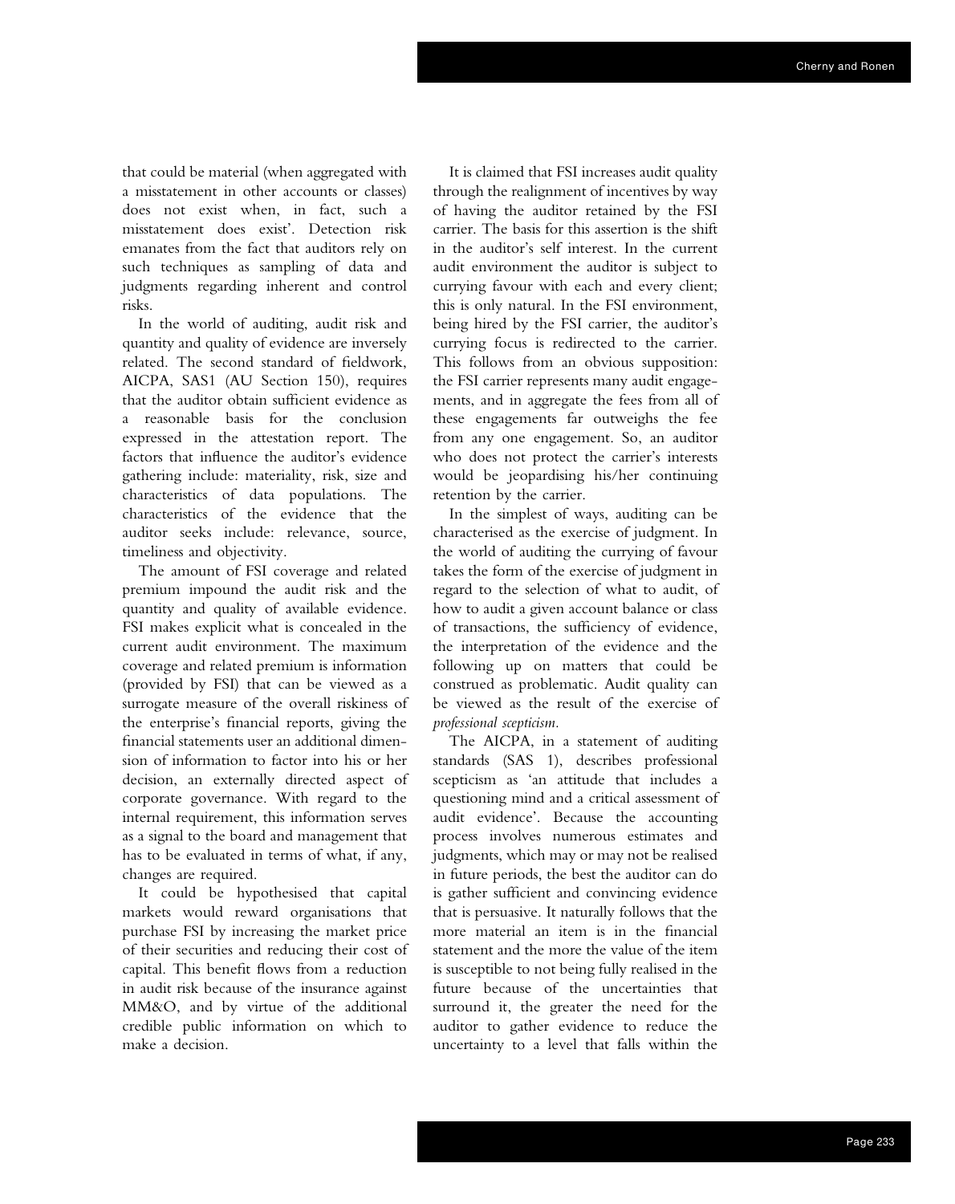that could be material (when aggregated with a misstatement in other accounts or classes) does not exist when, in fact, such a misstatement does exist'. Detection risk emanates from the fact that auditors rely on such techniques as sampling of data and judgments regarding inherent and control risks.

In the world of auditing, audit risk and quantity and quality of evidence are inversely related. The second standard of fieldwork, AICPA, SAS1 (AU Section 150), requires that the auditor obtain sufficient evidence as a reasonable basis for the conclusion expressed in the attestation report. The factors that influence the auditor's evidence gathering include: materiality, risk, size and characteristics of data populations. The characteristics of the evidence that the auditor seeks include: relevance, source, timeliness and objectivity.

The amount of FSI coverage and related premium impound the audit risk and the quantity and quality of available evidence. FSI makes explicit what is concealed in the current audit environment. The maximum coverage and related premium is information (provided by FSI) that can be viewed as a surrogate measure of the overall riskiness of the enterprise's financial reports, giving the financial statements user an additional dimension of information to factor into his or her decision, an externally directed aspect of corporate governance. With regard to the internal requirement, this information serves as a signal to the board and management that has to be evaluated in terms of what, if any, changes are required.

It could be hypothesised that capital markets would reward organisations that purchase FSI by increasing the market price of their securities and reducing their cost of capital. This benefit flows from a reduction in audit risk because of the insurance against MM&O, and by virtue of the additional credible public information on which to make a decision.

It is claimed that FSI increases audit quality through the realignment of incentives by way of having the auditor retained by the FSI carrier. The basis for this assertion is the shift in the auditor's self interest. In the current audit environment the auditor is subject to currying favour with each and every client; this is only natural. In the FSI environment, being hired by the FSI carrier, the auditor's currying focus is redirected to the carrier. This follows from an obvious supposition: the FSI carrier represents many audit engagements, and in aggregate the fees from all of these engagements far outweighs the fee from any one engagement. So, an auditor who does not protect the carrier's interests would be jeopardising his/her continuing retention by the carrier.

In the simplest of ways, auditing can be characterised as the exercise of judgment. In the world of auditing the currying of favour takes the form of the exercise of judgment in regard to the selection of what to audit, of how to audit a given account balance or class of transactions, the sufficiency of evidence, the interpretation of the evidence and the following up on matters that could be construed as problematic. Audit quality can be viewed as the result of the exercise of *professional scepticism.*

The AICPA, in a statement of auditing standards (SAS 1), describes professional scepticism as 'an attitude that includes a questioning mind and a critical assessment of audit evidence'. Because the accounting process involves numerous estimates and judgments, which may or may not be realised in future periods, the best the auditor can do is gather sufficient and convincing evidence that is persuasive. It naturally follows that the more material an item is in the financial statement and the more the value of the item is susceptible to not being fully realised in the future because of the uncertainties that surround it, the greater the need for the auditor to gather evidence to reduce the uncertainty to a level that falls within the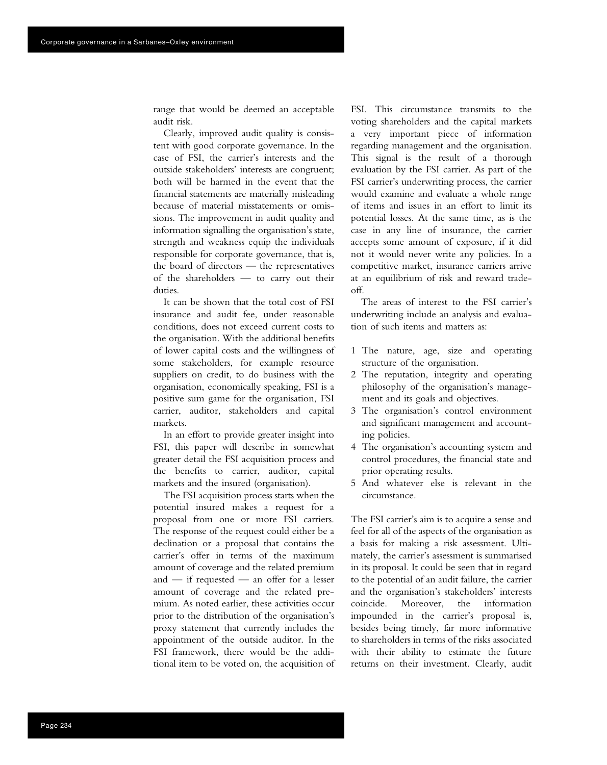range that would be deemed an acceptable audit risk.

Clearly, improved audit quality is consistent with good corporate governance. In the case of FSI, the carrier's interests and the outside stakeholders' interests are congruent; both will be harmed in the event that the financial statements are materially misleading because of material misstatements or omissions. The improvement in audit quality and information signalling the organisation's state, strength and weakness equip the individuals responsible for corporate governance, that is, the board of directors — the representatives of the shareholders — to carry out their duties.

It can be shown that the total cost of FSI insurance and audit fee, under reasonable conditions, does not exceed current costs to the organisation. With the additional benefits of lower capital costs and the willingness of some stakeholders, for example resource suppliers on credit, to do business with the organisation, economically speaking, FSI is a positive sum game for the organisation, FSI carrier, auditor, stakeholders and capital markets.

In an effort to provide greater insight into FSI, this paper will describe in somewhat greater detail the FSI acquisition process and the benefits to carrier, auditor, capital markets and the insured (organisation).

The FSI acquisition process starts when the potential insured makes a request for a proposal from one or more FSI carriers. The response of the request could either be a declination or a proposal that contains the carrier's offer in terms of the maximum amount of coverage and the related premium and — if requested — an offer for a lesser amount of coverage and the related premium. As noted earlier, these activities occur prior to the distribution of the organisation's proxy statement that currently includes the appointment of the outside auditor. In the FSI framework, there would be the additional item to be voted on, the acquisition of FSI. This circumstance transmits to the voting shareholders and the capital markets a very important piece of information regarding management and the organisation. This signal is the result of a thorough evaluation by the FSI carrier. As part of the FSI carrier's underwriting process, the carrier would examine and evaluate a whole range of items and issues in an effort to limit its potential losses. At the same time, as is the case in any line of insurance, the carrier accepts some amount of exposure, if it did not it would never write any policies. In a competitive market, insurance carriers arrive at an equilibrium of risk and reward trade-off.

The areas of interest to the FSI carrier's underwriting include an analysis and evaluation of such items and matters as:

1. The nature, age, size and operating structure of the organisation.
2. The reputation, integrity and operating philosophy of the organisation's management and its goals and objectives.
3. The organisation's control environment and significant management and accounting policies.
4. The organisation's accounting system and control procedures, the financial state and prior operating results.
5. And whatever else is relevant in the circumstance.

The FSI carrier's aim is to acquire a sense and feel for all of the aspects of the organisation as a basis for making a risk assessment. Ultimately, the carrier's assessment is summarised in its proposal. It could be seen that in regard to the potential of an audit failure, the carrier and the organisation's stakeholders' interests coincide. Moreover, the information impounded in the carrier's proposal is, besides being timely, far more informative to shareholders in terms of the risks associated with their ability to estimate the future returns on their investment. Clearly, audit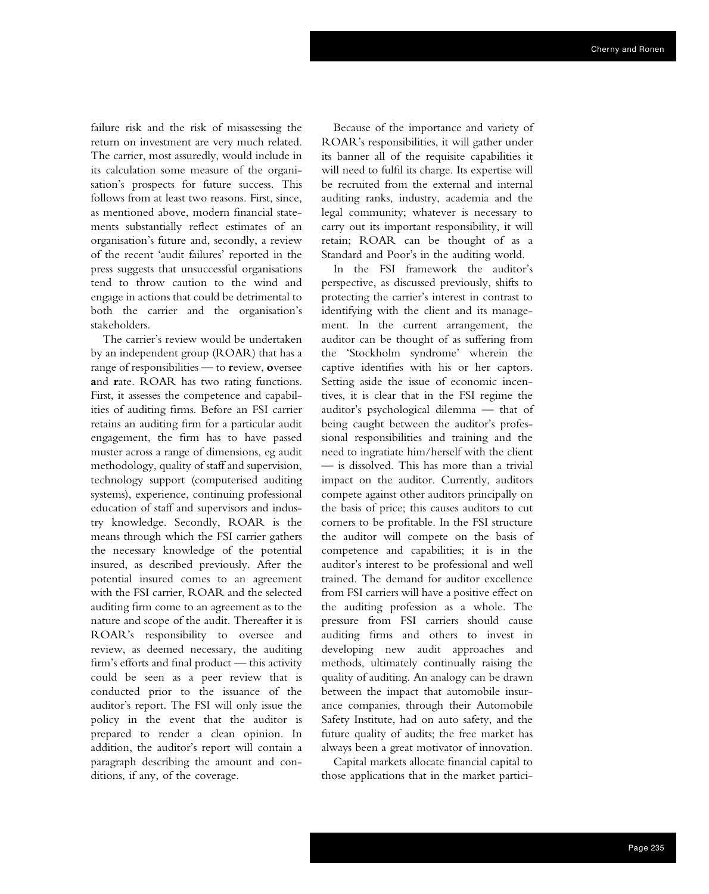failure risk and the risk of misassessing the return on investment are very much related. The carrier, most assuredly, would include in its calculation some measure of the organisation's prospects for future success. This follows from at least two reasons. First, since, as mentioned above, modern financial statements substantially reflect estimates of an organisation's future and, secondly, a review of the recent 'audit failures' reported in the press suggests that unsuccessful organisations tend to throw caution to the wind and engage in actions that could be detrimental to both the carrier and the organisation's stakeholders.

The carrier's review would be undertaken by an independent group (ROAR) that has a range of responsibilities — to **r**eview, **o**versee **a**nd **r**ate. ROAR has two rating functions. First, it assesses the competence and capabilities of auditing firms. Before an FSI carrier retains an auditing firm for a particular audit engagement, the firm has to have passed muster across a range of dimensions, eg audit methodology, quality of staff and supervision, technology support (computerised auditing systems), experience, continuing professional education of staff and supervisors and industry knowledge. Secondly, ROAR is the means through which the FSI carrier gathers the necessary knowledge of the potential insured, as described previously. After the potential insured comes to an agreement with the FSI carrier, ROAR and the selected auditing firm come to an agreement as to the nature and scope of the audit. Thereafter it is ROAR's responsibility to oversee and review, as deemed necessary, the auditing firm's efforts and final product — this activity could be seen as a peer review that is conducted prior to the issuance of the auditor's report. The FSI will only issue the policy in the event that the auditor is prepared to render a clean opinion. In addition, the auditor's report will contain a paragraph describing the amount and conditions, if any, of the coverage.

Because of the importance and variety of ROAR's responsibilities, it will gather under its banner all of the requisite capabilities it will need to fulfil its charge. Its expertise will be recruited from the external and internal auditing ranks, industry, academia and the legal community; whatever is necessary to carry out its important responsibility, it will retain; ROAR can be thought of as a Standard and Poor's in the auditing world.

In the FSI framework the auditor's perspective, as discussed previously, shifts to protecting the carrier's interest in contrast to identifying with the client and its management. In the current arrangement, the auditor can be thought of as suffering from the 'Stockholm syndrome' wherein the captive identifies with his or her captors. Setting aside the issue of economic incentives, it is clear that in the FSI regime the auditor's psychological dilemma — that of being caught between the auditor's professional responsibilities and training and the need to ingratiate him/herself with the client — is dissolved. This has more than a trivial impact on the auditor. Currently, auditors compete against other auditors principally on the basis of price; this causes auditors to cut corners to be profitable. In the FSI structure the auditor will compete on the basis of competence and capabilities; it is in the auditor's interest to be professional and well trained. The demand for auditor excellence from FSI carriers will have a positive effect on the auditing profession as a whole. The pressure from FSI carriers should cause auditing firms and others to invest in developing new audit approaches and methods, ultimately continually raising the quality of auditing. An analogy can be drawn between the impact that automobile insurance companies, through their Automobile Safety Institute, had on auto safety, and the future quality of audits; the free market has always been a great motivator of innovation.

Capital markets allocate financial capital to those applications that in the market partici-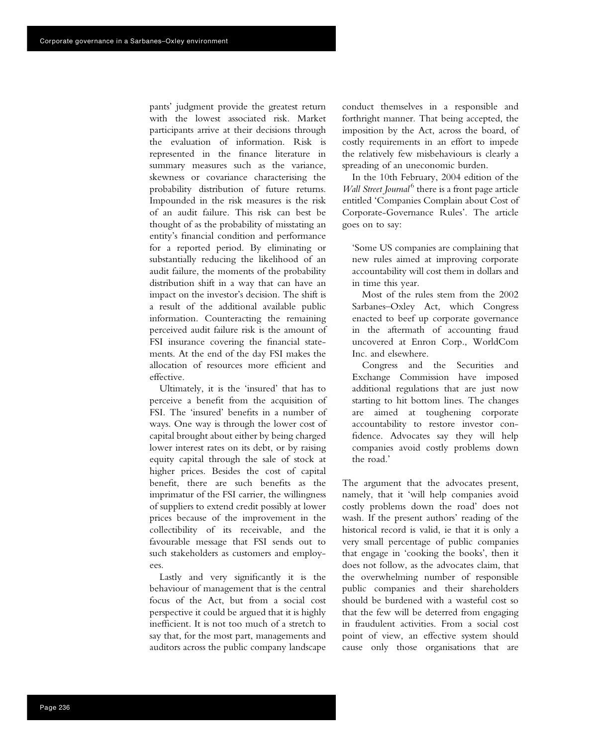pants' judgment provide the greatest return with the lowest associated risk. Market participants arrive at their decisions through the evaluation of information. Risk is represented in the finance literature in summary measures such as the variance, skewness or covariance characterising the probability distribution of future returns. Impounded in the risk measures is the risk of an audit failure. This risk can best be thought of as the probability of misstating an entity's financial condition and performance for a reported period. By eliminating or substantially reducing the likelihood of an audit failure, the moments of the probability distribution shift in a way that can have an impact on the investor's decision. The shift is a result of the additional available public information. Counteracting the remaining perceived audit failure risk is the amount of FSI insurance covering the financial statements. At the end of the day FSI makes the allocation of resources more efficient and effective.

Ultimately, it is the 'insured' that has to perceive a benefit from the acquisition of FSI. The 'insured' benefits in a number of ways. One way is through the lower cost of capital brought about either by being charged lower interest rates on its debt, or by raising equity capital through the sale of stock at higher prices. Besides the cost of capital benefit, there are such benefits as the imprimatur of the FSI carrier, the willingness of suppliers to extend credit possibly at lower prices because of the improvement in the collectibility of its receivable, and the favourable message that FSI sends out to such stakeholders as customers and employees.

Lastly and very significantly it is the behaviour of management that is the central focus of the Act, but from a social cost perspective it could be argued that it is highly inefficient. It is not too much of a stretch to say that, for the most part, managements and auditors across the public company landscape conduct themselves in a responsible and forthright manner. That being accepted, the imposition by the Act, across the board, of costly requirements in an effort to impede the relatively few misbehaviours is clearly a spreading of an uneconomic burden.

In the 10th February, 2004 edition of the *Wall Street Journal*[6] there is a front page article entitled 'Companies Complain about Cost of Corporate-Governance Rules'. The article goes on to say:

> 'Some US companies are complaining that new rules aimed at improving corporate accountability will cost them in dollars and in time this year.
>
> Most of the rules stem from the 2002 Sarbanes–Oxley Act, which Congress enacted to beef up corporate governance in the aftermath of accounting fraud uncovered at Enron Corp., WorldCom Inc. and elsewhere.
>
> Congress and the Securities and Exchange Commission have imposed additional regulations that are just now starting to hit bottom lines. The changes are aimed at toughening corporate accountability to restore investor confidence. Advocates say they will help companies avoid costly problems down the road.'

The argument that the advocates present, namely, that it 'will help companies avoid costly problems down the road' does not wash. If the present authors' reading of the historical record is valid, ie that it is only a very small percentage of public companies that engage in 'cooking the books', then it does not follow, as the advocates claim, that the overwhelming number of responsible public companies and their shareholders should be burdened with a wasteful cost so that the few will be deterred from engaging in fraudulent activities. From a social cost point of view, an effective system should cause only those organisations that are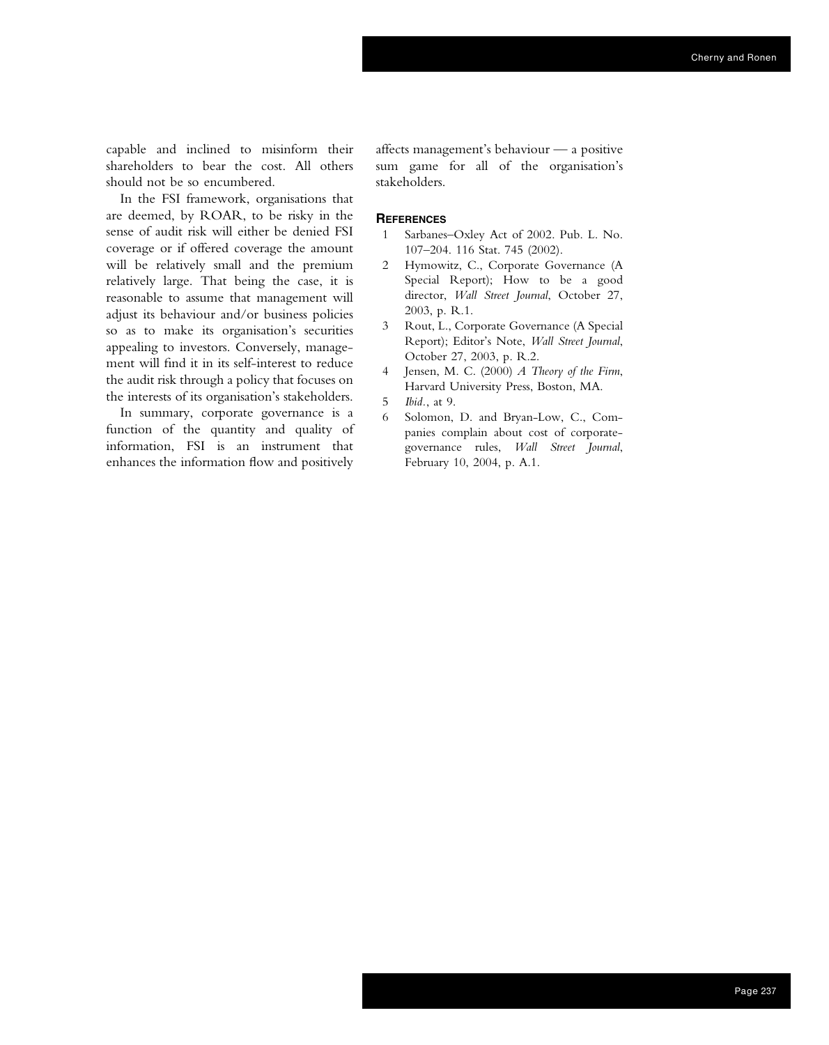capable and inclined to misinform their shareholders to bear the cost. All others should not be so encumbered.

In the FSI framework, organisations that are deemed, by ROAR, to be risky in the sense of audit risk will either be denied FSI coverage or if offered coverage the amount will be relatively small and the premium relatively large. That being the case, it is reasonable to assume that management will adjust its behaviour and/or business policies so as to make its organisation's securities appealing to investors. Conversely, management will find it in its self-interest to reduce the audit risk through a policy that focuses on the interests of its organisation's stakeholders.

In summary, corporate governance is a function of the quantity and quality of information, FSI is an instrument that enhances the information flow and positively affects management's behaviour — a positive sum game for all of the organisation's stakeholders.

## References

1. Sarbanes–Oxley Act of 2002. Pub. L. No. 107–204. 116 Stat. 745 (2002).
2. Hymowitz, C., Corporate Governance (A Special Report); How to be a good director, *Wall Street Journal*, October 27, 2003, p. R.1.
3. Rout, L., Corporate Governance (A Special Report); Editor's Note, *Wall Street Journal*, October 27, 2003, p. R.2.
4. Jensen, M. C. (2000) *A Theory of the Firm*, Harvard University Press, Boston, MA.
5. *Ibid.*, at 9.
6. Solomon, D. and Bryan-Low, C., Companies complain about cost of corporate-governance rules, *Wall Street Journal*, February 10, 2004, p. A.1.